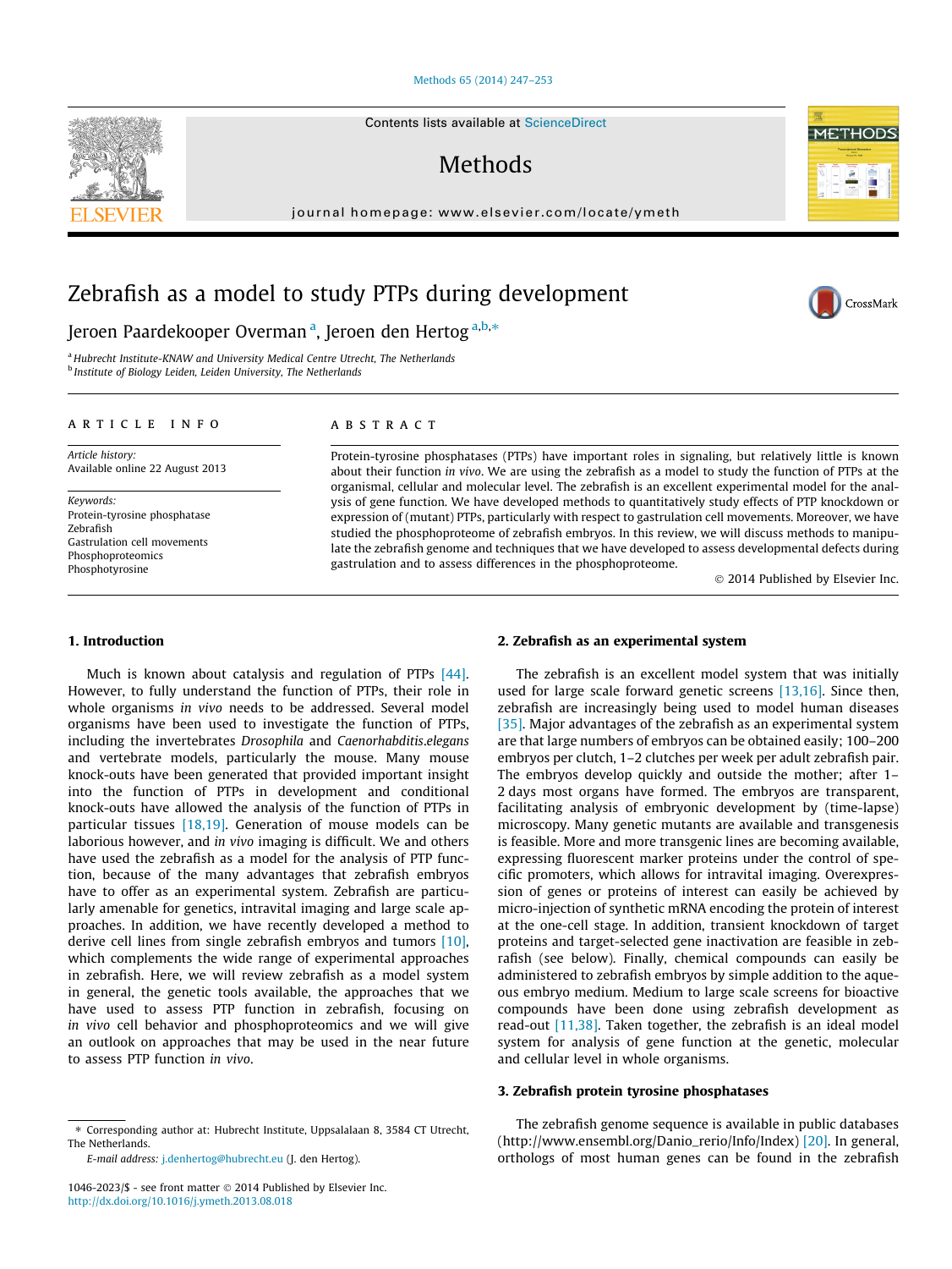# Zebrafish as a model to study PTPs during development

Jeroen Paardekooper Overman [a], Jeroen den Hertog [a,b,*]

[a] Hubrecht Institute-KNAW and University Medical Centre Utrecht, The Netherlands
[b] Institute of Biology Leiden, Leiden University, The Netherlands

**ARTICLE INFO**

*Article history:*
Available online 22 August 2013

*Keywords:*
Protein-tyrosine phosphatase
Zebrafish
Gastrulation cell movements
Phosphoproteomics
Phosphotyrosine

**ABSTRACT**

Protein-tyrosine phosphatases (PTPs) have important roles in signaling, but relatively little is known about their function *in vivo*. We are using the zebrafish as a model to study the function of PTPs at the organismal, cellular and molecular level. The zebrafish is an excellent experimental model for the analysis of gene function. We have developed methods to quantitatively study effects of PTP knockdown or expression of (mutant) PTPs, particularly with respect to gastrulation cell movements. Moreover, we have studied the phosphoproteome of zebrafish embryos. In this review, we will discuss methods to manipulate the zebrafish genome and techniques that we have developed to assess developmental defects during gastrulation and to assess differences in the phosphoproteome.

© 2014 Published by Elsevier Inc.

## 1. Introduction

Much is known about catalysis and regulation of PTPs [44]. However, to fully understand the function of PTPs, their role in whole organisms *in vivo* needs to be addressed. Several model organisms have been used to investigate the function of PTPs, including the invertebrates *Drosophila* and *Caenorhabditis.elegans* and vertebrate models, particularly the mouse. Many mouse knock-outs have been generated that provided important insight into the function of PTPs in development and conditional knock-outs have allowed the analysis of the function of PTPs in particular tissues [18,19]. Generation of mouse models can be laborious however, and *in vivo* imaging is difficult. We and others have used the zebrafish as a model for the analysis of PTP function, because of the many advantages that zebrafish embryos have to offer as an experimental system. Zebrafish are particularly amenable for genetics, intravital imaging and large scale approaches. In addition, we have recently developed a method to derive cell lines from single zebrafish embryos and tumors [10], which complements the wide range of experimental approaches in zebrafish. Here, we will review zebrafish as a model system in general, the genetic tools available, the approaches that we have used to assess PTP function in zebrafish, focusing on *in vivo* cell behavior and phosphoproteomics and we will give an outlook on approaches that may be used in the near future to assess PTP function *in vivo*.

## 2. Zebrafish as an experimental system

The zebrafish is an excellent model system that was initially used for large scale forward genetic screens [13,16]. Since then, zebrafish are increasingly being used to model human diseases [35]. Major advantages of the zebrafish as an experimental system are that large numbers of embryos can be obtained easily; 100–200 embryos per clutch, 1–2 clutches per week per adult zebrafish pair. The embryos develop quickly and outside the mother; after 1–2 days most organs have formed. The embryos are transparent, facilitating analysis of embryonic development by (time-lapse) microscopy. Many genetic mutants are available and transgenesis is feasible. More and more transgenic lines are becoming available, expressing fluorescent marker proteins under the control of specific promoters, which allows for intravital imaging. Overexpression of genes or proteins of interest can easily be achieved by micro-injection of synthetic mRNA encoding the protein of interest at the one-cell stage. In addition, transient knockdown of target proteins and target-selected gene inactivation are feasible in zebrafish (see below). Finally, chemical compounds can easily be administered to zebrafish embryos by simple addition to the aqueous embryo medium. Medium to large scale screens for bioactive compounds have been done using zebrafish development as read-out [11,38]. Taken together, the zebrafish is an ideal model system for analysis of gene function at the genetic, molecular and cellular level in whole organisms.

## 3. Zebrafish protein tyrosine phosphatases

The zebrafish genome sequence is available in public databases (http://www.ensembl.org/Danio_rerio/Info/Index) [20]. In general, orthologs of most human genes can be found in the zebrafish

---

* Corresponding author at: Hubrecht Institute, Uppsalalaan 8, 3584 CT Utrecht, The Netherlands.
*E-mail address:* j.denhertog@hubrecht.eu (J. den Hertog).

1046-2023/$ - see front matter © 2014 Published by Elsevier Inc.
http://dx.doi.org/10.1016/j.ymeth.2013.08.018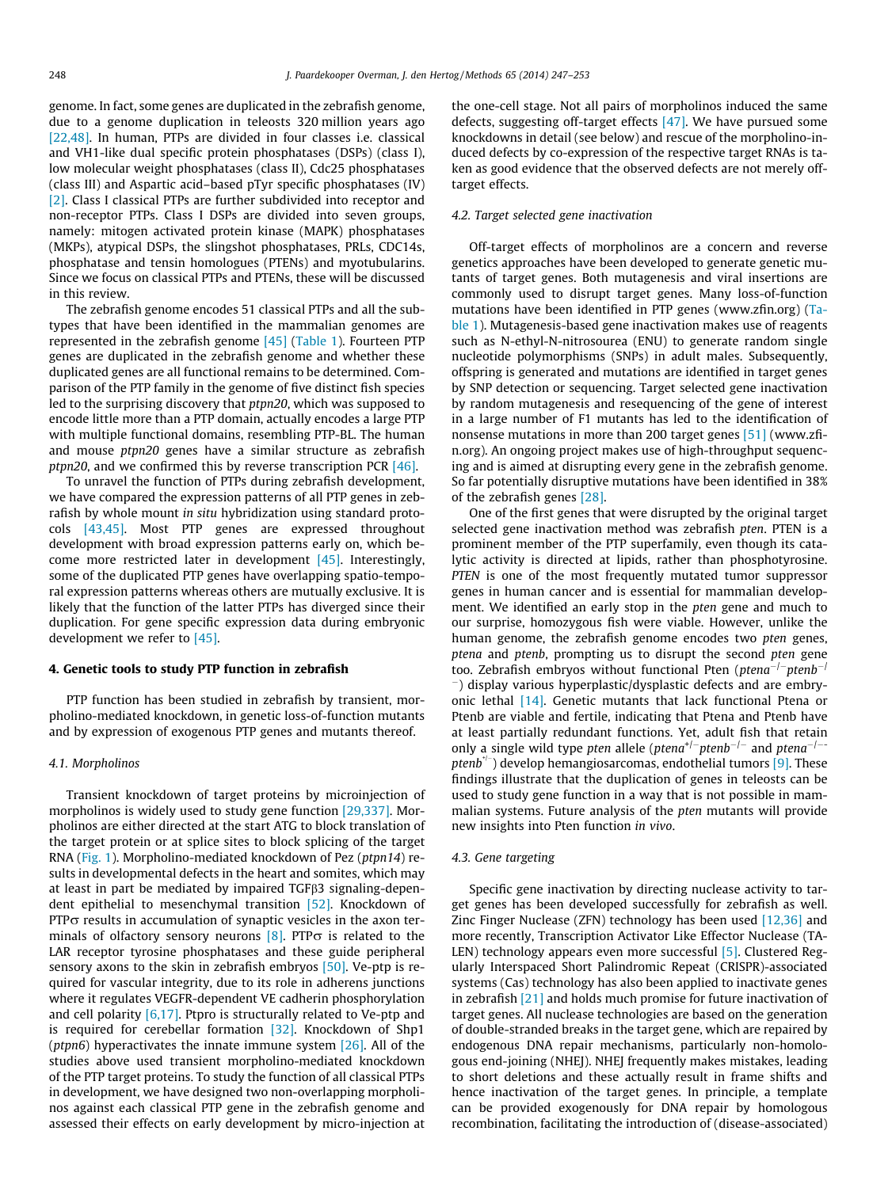genome. In fact, some genes are duplicated in the zebrafish genome, due to a genome duplication in teleosts 320 million years ago [22,48]. In human, PTPs are divided in four classes i.e. classical and VH1-like dual specific protein phosphatases (DSPs) (class I), low molecular weight phosphatases (class II), Cdc25 phosphatases (class III) and Aspartic acid–based pTyr specific phosphatases (IV) [2]. Class I classical PTPs are further subdivided into receptor and non-receptor PTPs. Class I DSPs are divided into seven groups, namely: mitogen activated protein kinase (MAPK) phosphatases (MKPs), atypical DSPs, the slingshot phosphatases, PRLs, CDC14s, phosphatase and tensin homologues (PTENs) and myotubularins. Since we focus on classical PTPs and PTENs, these will be discussed in this review.

The zebrafish genome encodes 51 classical PTPs and all the subtypes that have been identified in the mammalian genomes are represented in the zebrafish genome [45] (Table 1). Fourteen PTP genes are duplicated in the zebrafish genome and whether these duplicated genes are all functional remains to be determined. Comparison of the PTP family in the genome of five distinct fish species led to the surprising discovery that *ptpn20*, which was supposed to encode little more than a PTP domain, actually encodes a large PTP with multiple functional domains, resembling PTP-BL. The human and mouse *ptpn20* genes have a similar structure as zebrafish *ptpn20*, and we confirmed this by reverse transcription PCR [46].

To unravel the function of PTPs during zebrafish development, we have compared the expression patterns of all PTP genes in zebrafish by whole mount *in situ* hybridization using standard protocols [43,45]. Most PTP genes are expressed throughout development with broad expression patterns early on, which become more restricted later in development [45]. Interestingly, some of the duplicated PTP genes have overlapping spatio-temporal expression patterns whereas others are mutually exclusive. It is likely that the function of the latter PTPs has diverged since their duplication. For gene specific expression data during embryonic development we refer to [45].

## 4. Genetic tools to study PTP function in zebrafish

PTP function has been studied in zebrafish by transient, morpholino-mediated knockdown, in genetic loss-of-function mutants and by expression of exogenous PTP genes and mutants thereof.

### 4.1. Morpholinos

Transient knockdown of target proteins by microinjection of morpholinos is widely used to study gene function [29,337]. Morpholinos are either directed at the start ATG to block translation of the target protein or at splice sites to block splicing of the target RNA (Fig. 1). Morpholino-mediated knockdown of Pez (*ptpn14*) results in developmental defects in the heart and somites, which may at least in part be mediated by impaired TGFβ3 signaling-dependent epithelial to mesenchymal transition [52]. Knockdown of PTPσ results in accumulation of synaptic vesicles in the axon terminals of olfactory sensory neurons [8]. PTPσ is related to the LAR receptor tyrosine phosphatases and these guide peripheral sensory axons to the skin in zebrafish embryos [50]. Ve-ptp is required for vascular integrity, due to its role in adherens junctions where it regulates VEGFR-dependent VE cadherin phosphorylation and cell polarity [6,17]. Ptpro is structurally related to Ve-ptp and is required for cerebellar formation [32]. Knockdown of Shp1 (*ptpn6*) hyperactivates the innate immune system [26]. All of the studies above used transient morpholino-mediated knockdown of the PTP target proteins. To study the function of all classical PTPs in development, we have designed two non-overlapping morpholinos against each classical PTP gene in the zebrafish genome and assessed their effects on early development by micro-injection at the one-cell stage. Not all pairs of morpholinos induced the same defects, suggesting off-target effects [47]. We have pursued some knockdowns in detail (see below) and rescue of the morpholino-induced defects by co-expression of the respective target RNAs is taken as good evidence that the observed defects are not merely off-target effects.

### 4.2. Target selected gene inactivation

Off-target effects of morpholinos are a concern and reverse genetics approaches have been developed to generate genetic mutants of target genes. Both mutagenesis and viral insertions are commonly used to disrupt target genes. Many loss-of-function mutations have been identified in PTP genes (www.zfin.org) (Table 1). Mutagenesis-based gene inactivation makes use of reagents such as N-ethyl-N-nitrosourea (ENU) to generate random single nucleotide polymorphisms (SNPs) in adult males. Subsequently, offspring is generated and mutations are identified in target genes by SNP detection or sequencing. Target selected gene inactivation by random mutagenesis and resequencing of the gene of interest in a large number of F1 mutants has led to the identification of nonsense mutations in more than 200 target genes [51] (www.zfin.org). An ongoing project makes use of high-throughput sequencing and is aimed at disrupting every gene in the zebrafish genome. So far potentially disruptive mutations have been identified in 38% of the zebrafish genes [28].

One of the first genes that were disrupted by the original target selected gene inactivation method was zebrafish *pten*. PTEN is a prominent member of the PTP superfamily, even though its catalytic activity is directed at lipids, rather than phosphotyrosine. *PTEN* is one of the most frequently mutated tumor suppressor genes in human cancer and is essential for mammalian development. We identified an early stop in the *pten* gene and much to our surprise, homozygous fish were viable. However, unlike the human genome, the zebrafish genome encodes two *pten* genes, *ptena* and *ptenb*, prompting us to disrupt the second *pten* gene too. Zebrafish embryos without functional Pten ($ptena^{-/-}ptenb^{-/-}$) display various hyperplastic/dysplastic defects and are embryonic lethal [14]. Genetic mutants that lack functional Ptena or Ptenb are viable and fertile, indicating that Ptena and Ptenb have at least partially redundant functions. Yet, adult fish that retain only a single wild type *pten* allele ($ptena^{+/-}ptenb^{-/-}$ and $ptena^{-/-}ptenb^{+/-}$) develop hemangiosarcomas, endothelial tumors [9]. These findings illustrate that the duplication of genes in teleosts can be used to study gene function in a way that is not possible in mammalian systems. Future analysis of the *pten* mutants will provide new insights into Pten function *in vivo*.

### 4.3. Gene targeting

Specific gene inactivation by directing nuclease activity to target genes has been developed successfully for zebrafish as well. Zinc Finger Nuclease (ZFN) technology has been used [12,36] and more recently, Transcription Activator Like Effector Nuclease (TALEN) technology appears even more successful [5]. Clustered Regularly Interspaced Short Palindromic Repeat (CRISPR)-associated systems (Cas) technology has also been applied to inactivate genes in zebrafish [21] and holds much promise for future inactivation of target genes. All nuclease technologies are based on the generation of double-stranded breaks in the target gene, which are repaired by endogenous DNA repair mechanisms, particularly non-homologous end-joining (NHEJ). NHEJ frequently makes mistakes, leading to short deletions and these actually result in frame shifts and hence inactivation of the target genes. In principle, a template can be provided exogenously for DNA repair by homologous recombination, facilitating the introduction of (disease-associated)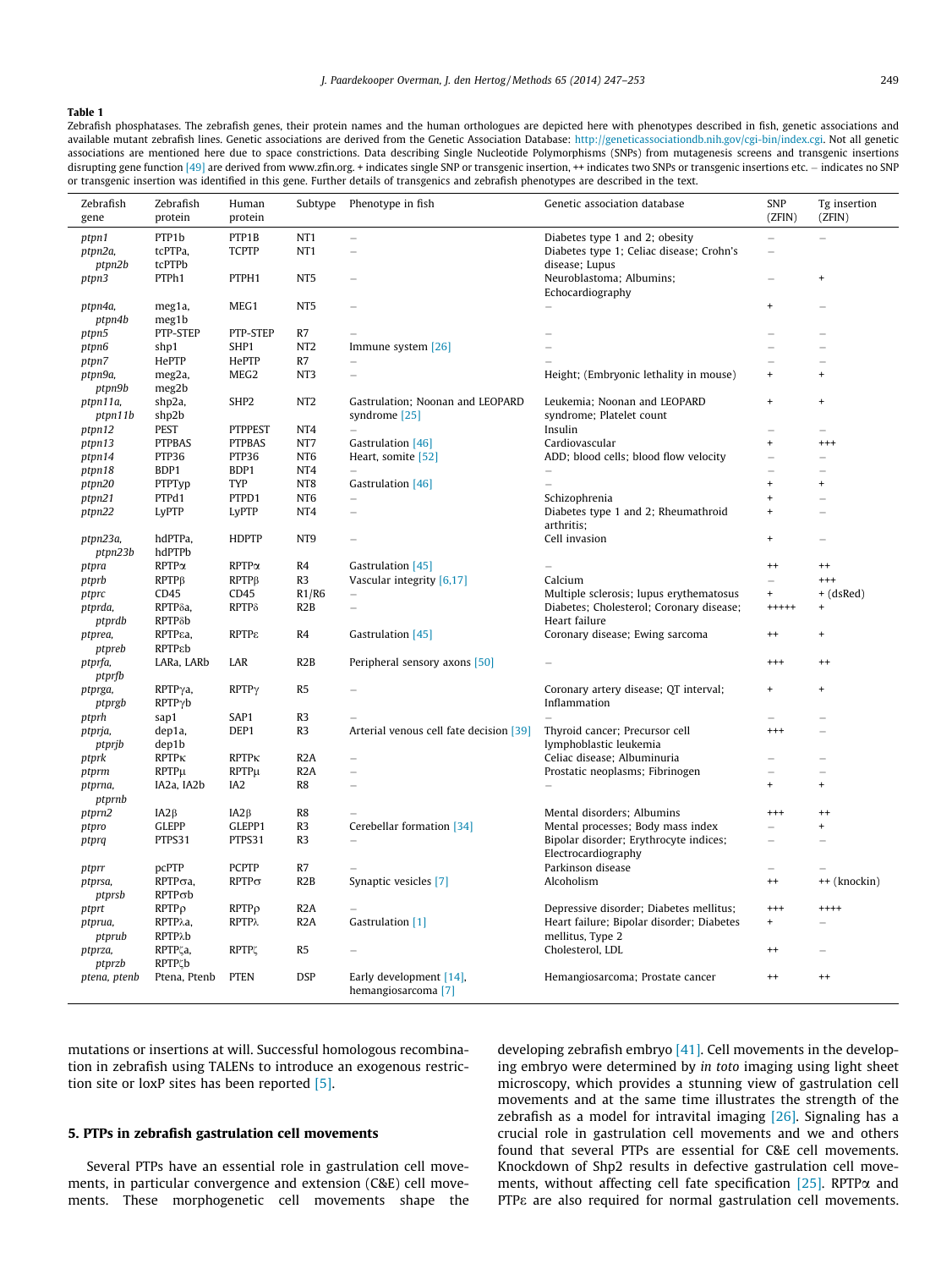**Table 1**

Zebrafish phosphatases. The zebrafish genes, their protein names and the human orthologues are depicted here with phenotypes described in fish, genetic associations and available mutant zebrafish lines. Genetic associations are derived from the Genetic Association Database: http://geneticassociationdb.nih.gov/cgi-bin/index.cgi. Not all genetic associations are mentioned here due to space constrictions. Data describing Single Nucleotide Polymorphisms (SNPs) from mutagenesis screens and transgenic insertions disrupting gene function [49] are derived from www.zfin.org. + indicates single SNP or transgenic insertion, ++ indicates two SNPs or transgenic insertions etc. – indicates no SNP or transgenic insertion was identified in this gene. Further details of transgenics and zebrafish phenotypes are described in the text.

| Zebrafish gene | Zebrafish protein | Human protein | Subtype | Phenotype in fish | Genetic association database | SNP (ZFIN) | Tg insertion (ZFIN) |
|---|---|---|---|---|---|---|---|
| *ptpn1* | PTP1b | PTP1B | NT1 | – | Diabetes type 1 and 2; obesity | – | – |
| *ptpn2a, ptpn2b* | tcPTPa, tcPTPb | TCPTP | NT1 | – | Diabetes type 1; Celiac disease; Crohn's disease; Lupus | – | |
| *ptpn3* | PTPh1 | PTPH1 | NT5 | – | Neuroblastoma; Albumins; Echocardiography | – | + |
| *ptpn4a, ptpn4b* | meg1a, meg1b | MEG1 | NT5 | – | – | + | – |
| *ptpn5* | PTP-STEP | PTP-STEP | R7 | – | – | – | – |
| *ptpn6* | shp1 | SHP1 | NT2 | Immune system [26] | – | – | – |
| *ptpn7* | HePTP | HePTP | R7 | – | – | – | – |
| *ptpn9a, ptpn9b* | meg2a, meg2b | MEG2 | NT3 | – | Height; (Embryonic lethality in mouse) | + | + |
| *ptpn11a, ptpn11b* | shp2a, shp2b | SHP2 | NT2 | Gastrulation; Noonan and LEOPARD syndrome [25] | Leukemia; Noonan and LEOPARD syndrome; Platelet count | + | + |
| *ptpn12* | PEST | PTPPEST | NT4 | – | Insulin | – | – |
| *ptpn13* | PTPBAS | PTPBAS | NT7 | Gastrulation [46] | Cardiovascular | + | +++ |
| *ptpn14* | PTP36 | PTP36 | NT6 | Heart, somite [52] | ADD; blood cells; blood flow velocity | – | – |
| *ptpn18* | BDP1 | BDP1 | NT4 | – | – | – | – |
| *ptpn20* | PTPTyp | TYP | NT8 | Gastrulation [46] | – | + | + |
| *ptpn21* | PTPd1 | PTPD1 | NT6 | – | Schizophrenia | + | – |
| *ptpn22* | LyPTP | LyPTP | NT4 | – | Diabetes type 1 and 2; Rheumathroid arthritis; | + | – |
| *ptpn23a, ptpn23b* | hdPTPa, hdPTPb | HDPTP | NT9 | – | Cell invasion | + | – |
| *ptpra* | RPTPα | RPTPα | R4 | Gastrulation [45] | – | ++ | ++ |
| *ptprb* | RPTPβ | RPTPβ | R3 | Vascular integrity [6,17] | Calcium | – | +++ |
| *ptprc* | CD45 | CD45 | R1/R6 | – | Multiple sclerosis; lupus erythematosus | + | + (dsRed) |
| *ptprda, ptprdb* | RPTPδa, RPTPδb | RPTPδ | R2B | – | Diabetes; Cholesterol; Coronary disease; Heart failure | +++++ | + |
| *ptprea, ptpreb* | RPTPεa, RPTPεb | RPTPε | R4 | Gastrulation [45] | Coronary disease; Ewing sarcoma | ++ | + |
| *ptprfa, ptprfb* | LARa, LARb | LAR | R2B | Peripheral sensory axons [50] | – | +++ | ++ |
| *ptprga, ptprgb* | RPTPγa, RPTPγb | RPTPγ | R5 | – | Coronary artery disease; QT interval; Inflammation | + | + |
| *ptprh* | sap1 | SAP1 | R3 | – | – | – | – |
| *ptprja, ptprjb* | dep1a, dep1b | DEP1 | R3 | Arterial venous cell fate decision [39] | Thyroid cancer; Precursor cell lymphoblastic leukemia | +++ | – |
| *ptprk* | RPTPκ | RPTPκ | R2A | – | Celiac disease; Albuminuria | – | – |
| *ptprm* | RPTPμ | RPTPμ | R2A | – | Prostatic neoplasms; Fibrinogen | – | – |
| *ptprna, ptprnb* | IA2a, IA2b | IA2 | R8 | – | – | + | + |
| *ptprn2* | IA2β | IA2β | R8 | – | Mental disorders; Albumins | +++ | ++ |
| *ptpro* | GLEPP | GLEPP1 | R3 | Cerebellar formation [34] | Mental processes; Body mass index | – | + |
| *ptprq* | PTPS31 | PTPS31 | R3 | – | Bipolar disorder; Erythrocyte indices; Electrocardiography | – | – |
| *ptprr* | pcPTP | PCPTP | R7 | – | Parkinson disease | – | – |
| *ptprsa, ptprsb* | RPTPσa, RPTPσb | RPTPσ | R2B | Synaptic vesicles [7] | Alcoholism | ++ | ++ (knockin) |
| *ptprt* | RPTPρ | RPTPρ | R2A | – | Depressive disorder; Diabetes mellitus; | +++ | ++++ |
| *ptprua, ptprub* | RPTPλa, RPTPλb | RPTPλ | R2A | Gastrulation [1] | Heart failure; Bipolar disorder; Diabetes mellitus, Type 2 | + | – |
| *ptprza, ptprzb* | RPTPζa, RPTPζb | RPTPζ | R5 | – | Cholesterol, LDL | ++ | – |
| *ptena, ptenb* | Ptena, Ptenb | PTEN | DSP | Early development [14], hemangiosarcoma [7] | Hemangiosarcoma; Prostate cancer | ++ | ++ |

mutations or insertions at will. Successful homologous recombination in zebrafish using TALENs to introduce an exogenous restriction site or loxP sites has been reported [5].

## 5. PTPs in zebrafish gastrulation cell movements

Several PTPs have an essential role in gastrulation cell movements, in particular convergence and extension (C&E) cell movements. These morphogenetic cell movements shape the developing zebrafish embryo [41]. Cell movements in the developing embryo were determined by *in toto* imaging using light sheet microscopy, which provides a stunning view of gastrulation cell movements and at the same time illustrates the strength of the zebrafish as a model for intravital imaging [26]. Signaling has a crucial role in gastrulation cell movements and we and others found that several PTPs are essential for C&E cell movements. Knockdown of Shp2 results in defective gastrulation cell movements, without affecting cell fate specification [25]. RPTPα and PTPε are also required for normal gastrulation cell movements.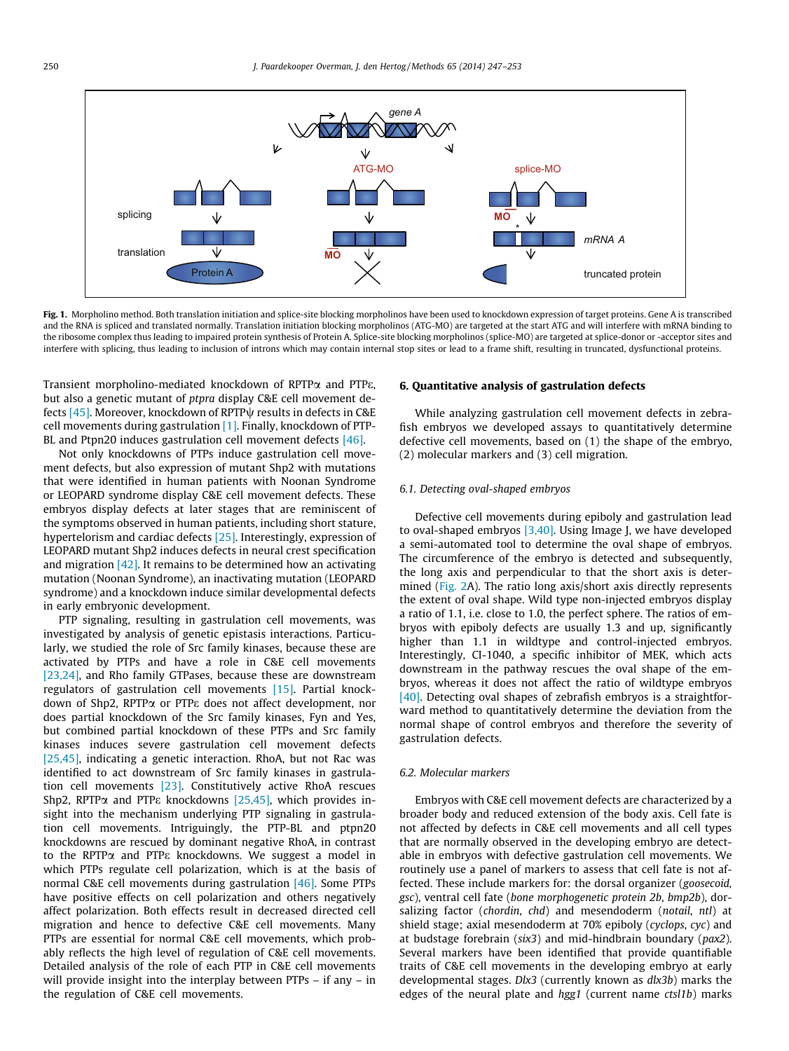Fig. 1. Morpholino method. Both translation initiation and splice-site blocking morpholinos have been used to knockdown expression of target proteins. Gene A is transcribed and the RNA is spliced and translated normally. Translation initiation blocking morpholinos (ATG-MO) are targeted at the start ATG and will interfere with mRNA binding to the ribosome complex thus leading to impaired protein synthesis of Protein A. Splice-site blocking morpholinos (splice-MO) are targeted at splice-donor or -acceptor sites and interfere with splicing, thus leading to inclusion of introns which may contain internal stop sites or lead to a frame shift, resulting in truncated, dysfunctional proteins.

Transient morpholino-mediated knockdown of RPTPα and PTPε, but also a genetic mutant of *ptpra* display C&E cell movement defects [45]. Moreover, knockdown of RPTPψ results in defects in C&E cell movements during gastrulation [1]. Finally, knockdown of PTP-BL and Ptpn20 induces gastrulation cell movement defects [46].

Not only knockdowns of PTPs induce gastrulation cell movement defects, but also expression of mutant Shp2 with mutations that were identified in human patients with Noonan Syndrome or LEOPARD syndrome display C&E cell movement defects. These embryos display defects at later stages that are reminiscent of the symptoms observed in human patients, including short stature, hypertelorism and cardiac defects [25]. Interestingly, expression of LEOPARD mutant Shp2 induces defects in neural crest specification and migration [42]. It remains to be determined how an activating mutation (Noonan Syndrome), an inactivating mutation (LEOPARD syndrome) and a knockdown induce similar developmental defects in early embryonic development.

PTP signaling, resulting in gastrulation cell movements, was investigated by analysis of genetic epistasis interactions. Particularly, we studied the role of Src family kinases, because these are activated by PTPs and have a role in C&E cell movements [23,24], and Rho family GTPases, because these are downstream regulators of gastrulation cell movements [15]. Partial knockdown of Shp2, RPTPα or PTPε does not affect development, nor does partial knockdown of the Src family kinases, Fyn and Yes, but combined partial knockdown of these PTPs and Src family kinases induces severe gastrulation cell movement defects [25,45], indicating a genetic interaction. RhoA, but not Rac was identified to act downstream of Src family kinases in gastrulation cell movements [23]. Constitutively active RhoA rescues Shp2, RPTPα and PTPε knockdowns [25,45], which provides insight into the mechanism underlying PTP signaling in gastrulation cell movements. Intriguingly, the PTP-BL and ptpn20 knockdowns are rescued by dominant negative RhoA, in contrast to the RPTPα and PTPε knockdowns. We suggest a model in which PTPs regulate cell polarization, which is at the basis of normal C&E cell movements during gastrulation [46]. Some PTPs have positive effects on cell polarization and others negatively affect polarization. Both effects result in decreased directed cell migration and hence to defective C&E cell movements. Many PTPs are essential for normal C&E cell movements, which probably reflects the high level of regulation of C&E cell movements. Detailed analysis of the role of each PTP in C&E cell movements will provide insight into the interplay between PTPs – if any – in the regulation of C&E cell movements.

## 6. Quantitative analysis of gastrulation defects

While analyzing gastrulation cell movement defects in zebrafish embryos we developed assays to quantitatively determine defective cell movements, based on (1) the shape of the embryo, (2) molecular markers and (3) cell migration.

### 6.1. Detecting oval-shaped embryos

Defective cell movements during epiboly and gastrulation lead to oval-shaped embryos [3,40]. Using Image J, we have developed a semi-automated tool to determine the oval shape of embryos. The circumference of the embryo is detected and subsequently, the long axis and perpendicular to that the short axis is determined (Fig. 2A). The ratio long axis/short axis directly represents the extent of oval shape. Wild type non-injected embryos display a ratio of 1.1, i.e. close to 1.0, the perfect sphere. The ratios of embryos with epiboly defects are usually 1.3 and up, significantly higher than 1.1 in wildtype and control-injected embryos. Interestingly, CI-1040, a specific inhibitor of MEK, which acts downstream in the pathway rescues the oval shape of the embryos, whereas it does not affect the ratio of wildtype embryos [40]. Detecting oval shapes of zebrafish embryos is a straightforward method to quantitatively determine the deviation from the normal shape of control embryos and therefore the severity of gastrulation defects.

### 6.2. Molecular markers

Embryos with C&E cell movement defects are characterized by a broader body and reduced extension of the body axis. Cell fate is not affected by defects in C&E cell movements and all cell types that are normally observed in the developing embryo are detectable in embryos with defective gastrulation cell movements. We routinely use a panel of markers to assess that cell fate is not affected. These include markers for: the dorsal organizer (*goosecoid, gsc*), ventral cell fate (*bone morphogenetic protein 2b, bmp2b*), dorsalizing factor (*chordin, chd*) and mesendoderm (*notail, ntl*) at shield stage; axial mesendoderm at 70% epiboly (*cyclops, cyc*) and at budstage forebrain (*six3*) and mid-hindbrain boundary (*pax2*). Several markers have been identified that provide quantifiable traits of C&E cell movements in the developing embryo at early developmental stages. *Dlx3* (currently known as *dlx3b*) marks the edges of the neural plate and *hgg1* (current name *ctsl1b*) marks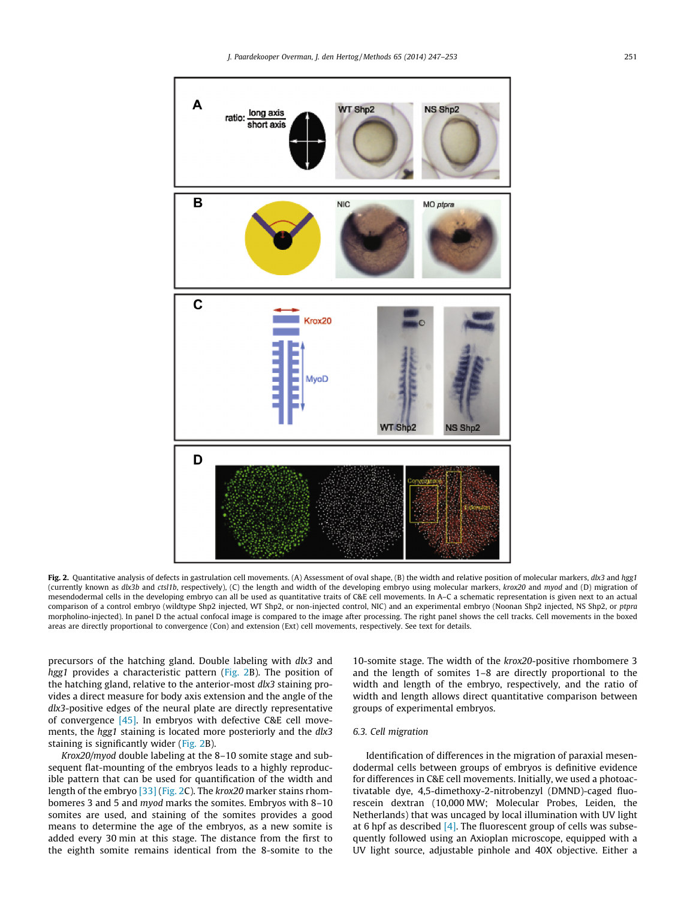**Fig. 2.** Quantitative analysis of defects in gastrulation cell movements. (A) Assessment of oval shape, (B) the width and relative position of molecular markers, *dlx3* and *hgg1* (currently known as *dlx3b* and *ctsl1b*, respectively), (C) the length and width of the developing embryo using molecular markers, *krox20* and *myod* and (D) migration of mesendodermal cells in the developing embryo can all be used as quantitative traits of C&E cell movements. In A–C a schematic representation is given next to an actual comparison of a control embryo (wildtype Shp2 injected, WT Shp2, or non-injected control, NIC) and an experimental embryo (Noonan Shp2 injected, NS Shp2, or *ptpra* morpholino-injected). In panel D the actual confocal image is compared to the image after processing. The right panel shows the cell tracks. Cell movements in the boxed areas are directly proportional to convergence (Con) and extension (Ext) cell movements, respectively. See text for details.

precursors of the hatching gland. Double labeling with *dlx3* and *hgg1* provides a characteristic pattern (Fig. 2B). The position of the hatching gland, relative to the anterior-most *dlx3* staining provides a direct measure for body axis extension and the angle of the *dlx3*-positive edges of the neural plate are directly representative of convergence [45]. In embryos with defective C&E cell movements, the *hgg1* staining is located more posteriorly and the *dlx3* staining is significantly wider (Fig. 2B).

*Krox20*/*myod* double labeling at the 8–10 somite stage and subsequent flat-mounting of the embryos leads to a highly reproducible pattern that can be used for quantification of the width and length of the embryo [33] (Fig. 2C). The *krox20* marker stains rhombomeres 3 and 5 and *myod* marks the somites. Embryos with 8–10 somites are used, and staining of the somites provides a good means to determine the age of the embryos, as a new somite is added every 30 min at this stage. The distance from the first to the eighth somite remains identical from the 8-somite to the 10-somite stage. The width of the *krox20*-positive rhombomere 3 and the length of somites 1–8 are directly proportional to the width and length of the embryo, respectively, and the ratio of width and length allows direct quantitative comparison between groups of experimental embryos.

### 6.3. Cell migration

Identification of differences in the migration of paraxial mesendodermal cells between groups of embryos is definitive evidence for differences in C&E cell movements. Initially, we used a photoactivatable dye, 4,5-dimethoxy-2-nitrobenzyl (DMND)-caged fluorescein dextran (10,000 MW; Molecular Probes, Leiden, the Netherlands) that was uncaged by local illumination with UV light at 6 hpf as described [4]. The fluorescent group of cells was subsequently followed using an Axioplan microscope, equipped with a UV light source, adjustable pinhole and 40X objective. Either a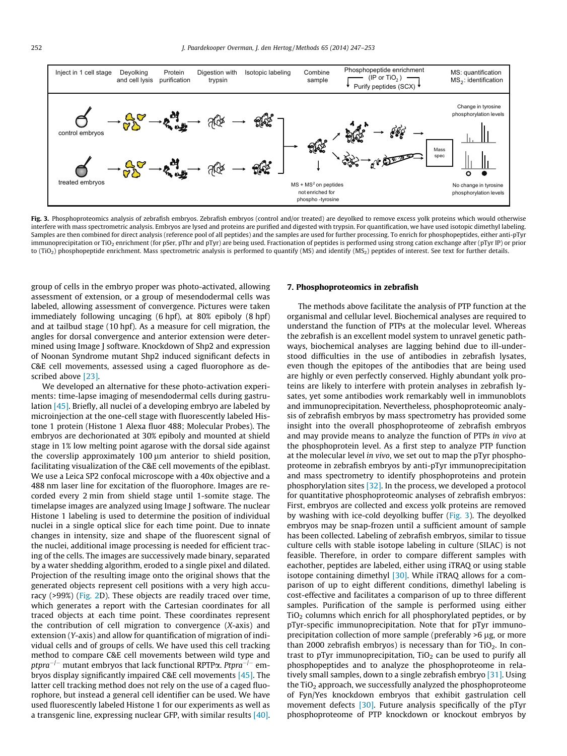Inject in 1 cell stage | Deyolking and cell lysis | Protein purification | Digestion with trypsin | Isotopic labeling | Combine sample | Phosphopeptide enrichment (IP or $TiO_2$) Purify peptides (SCX) | MS: quantification $MS_2$: identification

control embryos

treated embryos

$MS + MS^2$ on peptides not enriched for phospho -tyrosine

Mass spec

Change in tyrosine phosphorylation levels

No change in tyrosine phosphorylation levels

**Fig. 3.** Phosphoproteomics analysis of zebrafish embryos. Zebrafish embryos (control and/or treated) are deyolked to remove excess yolk proteins which would otherwise interfere with mass spectrometric analysis. Embryos are lysed and proteins are purified and digested with trypsin. For quantification, we have used isotopic dimethyl labeling. Samples are then combined for direct analysis (reference pool of all peptides) and the samples are used for further processing. To enrich for phosphopeptides, either anti-pTyr immunoprecipitation or $TiO_2$ enrichment (for pSer, pThr and pTyr) are being used. Fractionation of peptides is performed using strong cation exchange after (pTyr IP) or prior to ($TiO_2$) phosphopeptide enrichment. Mass spectrometric analysis is performed to quantify (MS) and identify ($MS_2$) peptides of interest. See text for further details.

group of cells in the embryo proper was photo-activated, allowing assessment of extension, or a group of mesendodermal cells was labeled, allowing assessment of convergence. Pictures were taken immediately following uncaging (6 hpf), at 80% epiboly (8 hpf) and at tailbud stage (10 hpf). As a measure for cell migration, the angles for dorsal convergence and anterior extension were determined using Image J software. Knockdown of Shp2 and expression of Noonan Syndrome mutant Shp2 induced significant defects in C&E cell movements, assessed using a caged fluorophore as described above [23].

We developed an alternative for these photo-activation experiments: time-lapse imaging of mesendodermal cells during gastrulation [45]. Briefly, all nuclei of a developing embryo are labeled by microinjection at the one-cell stage with fluorescently labeled Histone 1 protein (Histone 1 Alexa fluor 488; Molecular Probes). The embryos are dechorionated at 30% epiboly and mounted at shield stage in 1% low melting point agarose with the dorsal side against the coverslip approximately 100 μm anterior to shield position, facilitating visualization of the C&E cell movements of the epiblast. We use a Leica SP2 confocal microscope with a 40x objective and a 488 nm laser line for excitation of the fluorophore. Images are recorded every 2 min from shield stage until 1-somite stage. The timelapse images are analyzed using Image J software. The nuclear Histone 1 labeling is used to determine the position of individual nuclei in a single optical slice for each time point. Due to innate changes in intensity, size and shape of the fluorescent signal of the nuclei, additional image processing is needed for efficient tracing of the cells. The images are successively made binary, separated by a water shedding algorithm, eroded to a single pixel and dilated. Projection of the resulting image onto the original shows that the generated objects represent cell positions with a very high accuracy (>99%) (Fig. 2D). These objects are readily traced over time, which generates a report with the Cartesian coordinates for all traced objects at each time point. These coordinates represent the contribution of cell migration to convergence (*X*-axis) and extension (*Y*-axis) and allow for quantification of migration of individual cells and of groups of cells. We have used this cell tracking method to compare C&E cell movements between wild type and *ptpra*$^{-/-}$ mutant embryos that lack functional RPTPα. *Ptpra*$^{-/-}$ embryos display significantly impaired C&E cell movements [45]. The latter cell tracking method does not rely on the use of a caged fluorophore, but instead a general cell identifier can be used. We have used fluorescently labeled Histone 1 for our experiments as well as a transgenic line, expressing nuclear GFP, with similar results [40].

## 7. Phosphoproteomics in zebrafish

The methods above facilitate the analysis of PTP function at the organismal and cellular level. Biochemical analyses are required to understand the function of PTPs at the molecular level. Whereas the zebrafish is an excellent model system to unravel genetic pathways, biochemical analyses are lagging behind due to ill-understood difficulties in the use of antibodies in zebrafish tissues, even though the epitopes of the antibodies that are being used are highly or even perfectly conserved. Highly abundant yolk proteins are likely to interfere with protein analyses in zebrafish lysates, yet some antibodies work remarkably well in immunoblots and immunoprecipitation. Nevertheless, phosphoproteomic analysis of zebrafish embryos by mass spectrometry has provided some insight into the overall phosphoproteome of zebrafish embryos and may provide means to analyze the function of PTPs *in vivo* at the phosphoprotein level. As a first step to analyze PTP function at the molecular level *in vivo*, we set out to map the pTyr phosphoproteome in zebrafish embryos by anti-pTyr immunoprecipitation and mass spectrometry to identify phosphoproteins and protein phosphorylation sites [32]. In the process, we developed a protocol for quantitative phosphoproteomic analyses of zebrafish embryos: First, embryos are collected and excess yolk proteins are removed by washing with ice-cold deyolking buffer (Fig. 3). The deyolked embryos may be snap-frozen until a sufficient amount of sample has been collected. Labeling of zebrafish embryos, similar to tissue culture cells with stable isotope labeling in culture (SILAC) is not feasible. Therefore, in order to compare different samples with eachother, peptides are labeled, either using iTRAQ or using stable isotope containing dimethyl [30]. While iTRAQ allows for a comparison of up to eight different conditions, dimethyl labeling is cost-effective and facilitates a comparison of up to three different samples. Purification of the sample is performed using either $TiO_2$ columns which enrich for all phosphorylated peptides, or by pTyr-specific immunoprecipitation. Note that for pTyr immunoprecipitation collection of more sample (preferably >6 μg, or more than 2000 zebrafish embryos) is necessary than for $TiO_2$. In contrast to pTyr immunoprecipitation, $TiO_2$ can be used to purify all phosphopeptides and to analyze the phosphoproteome in relatively small samples, down to a single zebrafish embryo [31]. Using the $TiO_2$ approach, we successfully analyzed the phosphoproteome of Fyn/Yes knockdown embryos that exhibit gastrulation cell movement defects [30]. Future analysis specifically of the pTyr phosphoproteome of PTP knockdown or knockout embryos by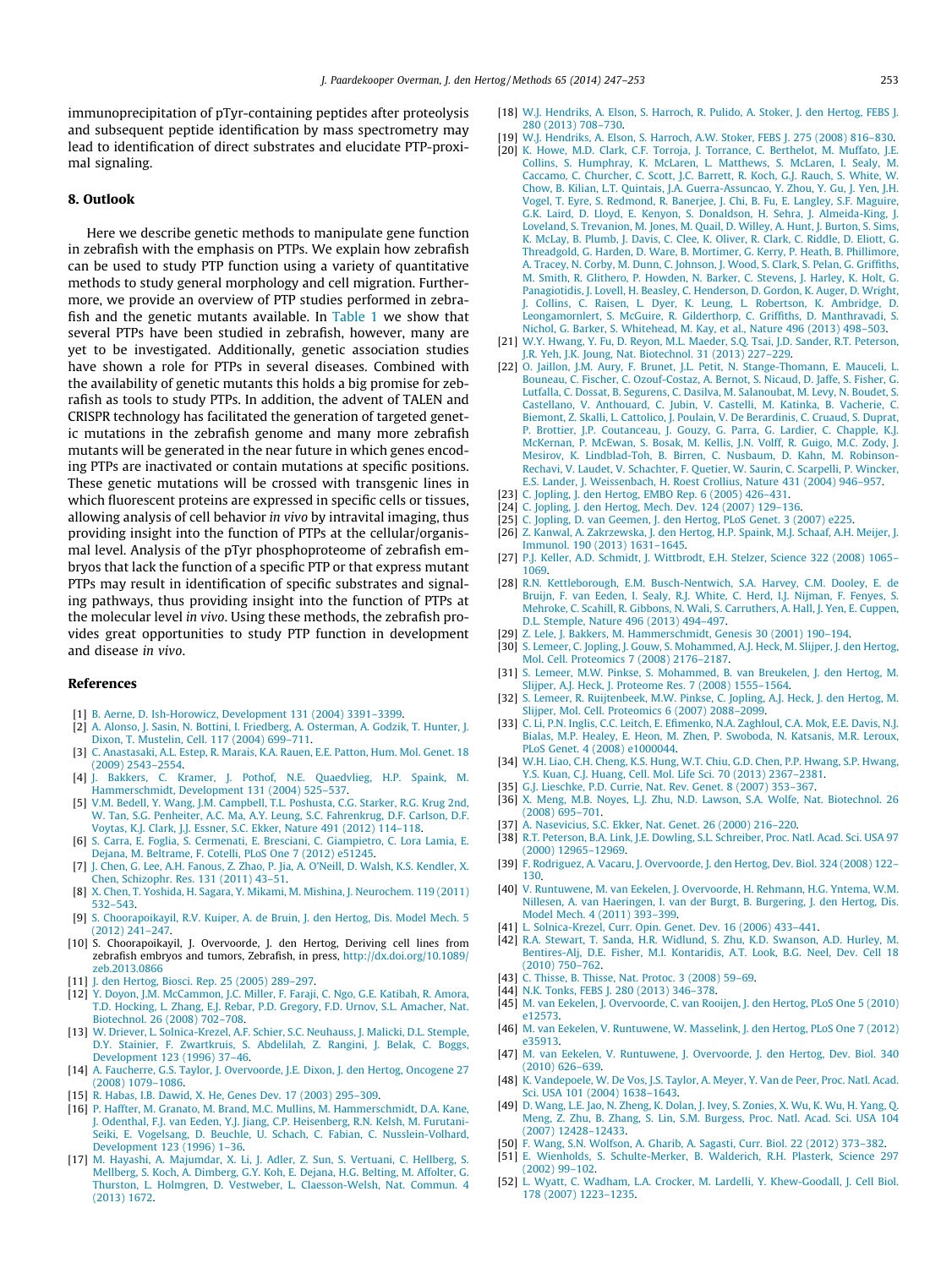immunoprecipitation of pTyr-containing peptides after proteolysis and subsequent peptide identification by mass spectrometry may lead to identification of direct substrates and elucidate PTP-proximal signaling.

## 8. Outlook

Here we describe genetic methods to manipulate gene function in zebrafish with the emphasis on PTPs. We explain how zebrafish can be used to study PTP function using a variety of quantitative methods to study general morphology and cell migration. Furthermore, we provide an overview of PTP studies performed in zebrafish and the genetic mutants available. In Table 1 we show that several PTPs have been studied in zebrafish, however, many are yet to be investigated. Additionally, genetic association studies have shown a role for PTPs in several diseases. Combined with the availability of genetic mutants this holds a big promise for zebrafish as tools to study PTPs. In addition, the advent of TALEN and CRISPR technology has facilitated the generation of targeted genetic mutations in the zebrafish genome and many more zebrafish mutants will be generated in the near future in which genes encoding PTPs are inactivated or contain mutations at specific positions. These genetic mutations will be crossed with transgenic lines in which fluorescent proteins are expressed in specific cells or tissues, allowing analysis of cell behavior *in vivo* by intravital imaging, thus providing insight into the function of PTPs at the cellular/organismal level. Analysis of the pTyr phosphoproteome of zebrafish embryos that lack the function of a specific PTP or that express mutant PTPs may result in identification of specific substrates and signaling pathways, thus providing insight into the function of PTPs at the molecular level *in vivo*. Using these methods, the zebrafish provides great opportunities to study PTP function in development and disease *in vivo*.

## References

[1] B. Aerne, D. Ish-Horowicz, Development 131 (2004) 3391–3399.
[2] A. Alonso, J. Sasin, N. Bottini, I. Friedberg, A. Osterman, A. Godzik, T. Hunter, J. Dixon, T. Mustelin, Cell. 117 (2004) 699–711.
[3] C. Anastasaki, A.L. Estep, R. Marais, K.A. Rauen, E.E. Patton, Hum. Mol. Genet. 18 (2009) 2543–2554.
[4] J. Bakkers, C. Kramer, J. Pothof, N.E. Quaedvlieg, H.P. Spaink, M. Hammerschmidt, Development 131 (2004) 525–537.
[5] V.M. Bedell, Y. Wang, J.M. Campbell, T.L. Poshusta, C.G. Starker, R.G. Krug 2nd, W. Tan, S.G. Penheiter, A.C. Ma, A.Y. Leung, S.C. Fahrenkrug, D.F. Carlson, D.F. Voytas, K.J. Clark, J.J. Essner, S.C. Ekker, Nature 491 (2012) 114–118.
[6] S. Carra, E. Foglia, S. Cermenati, E. Bresciani, C. Giampietro, C. Lora Lamia, E. Dejana, M. Beltrame, F. Cotelli, PLoS One 7 (2012) e51245.
[7] J. Chen, G. Lee, A.H. Fanous, Z. Zhao, P. Jia, A. O'Neill, D. Walsh, K.S. Kendler, X. Chen, Schizophr. Res. 131 (2011) 43–51.
[8] X. Chen, T. Yoshida, H. Sagara, Y. Mikami, M. Mishina, J. Neurochem. 119 (2011) 532–543.
[9] S. Choorapoikayil, R.V. Kuiper, A. de Bruin, J. den Hertog, Dis. Model Mech. 5 (2012) 241–247.
[10] S. Choorapoikayil, J. Overvoorde, J. den Hertog, Deriving cell lines from zebrafish embryos and tumors, Zebrafish, in press, http://dx.doi.org/10.1089/zeb.2013.0866
[11] J. den Hertog, Biosci. Rep. 25 (2005) 289–297.
[12] Y. Doyon, J.M. McCammon, J.C. Miller, F. Faraji, C. Ngo, G.E. Katibah, R. Amora, T.D. Hocking, L. Zhang, E.J. Rebar, P.D. Gregory, F.D. Urnov, S.L. Amacher, Nat. Biotechnol. 26 (2008) 702–708.
[13] W. Driever, L. Solnica-Krezel, A.F. Schier, S.C. Neuhauss, J. Malicki, D.L. Stemple, D.Y. Stainier, F. Zwartkruis, S. Abdelilah, Z. Rangini, J. Belak, C. Boggs, Development 123 (1996) 37–46.
[14] A. Faucherre, G.S. Taylor, J. Overvoorde, J.E. Dixon, J. den Hertog, Oncogene 27 (2008) 1079–1086.
[15] R. Habas, I.B. Dawid, X. He, Genes Dev. 17 (2003) 295–309.
[16] P. Haffter, M. Granato, M. Brand, M.C. Mullins, M. Hammerschmidt, D.A. Kane, J. Odenthal, F.J. van Eeden, Y.J. Jiang, C.P. Heisenberg, R.N. Kelsh, M. Furutani-Seiki, E. Vogelsang, D. Beuchle, U. Schach, C. Fabian, C. Nusslein-Volhard, Development 123 (1996) 1–36.
[17] M. Hayashi, A. Majumdar, X. Li, J. Adler, Z. Sun, S. Vertuani, C. Hellberg, S. Mellberg, S. Koch, A. Dimberg, G.Y. Koh, E. Dejana, H.G. Belting, M. Affolter, G. Thurston, L. Holmgren, D. Vestweber, L. Claesson-Welsh, Nat. Commun. 4 (2013) 1672.
[18] W.J. Hendriks, A. Elson, S. Harroch, R. Pulido, A. Stoker, J. den Hertog, FEBS J. 280 (2013) 708–730.
[19] W.J. Hendriks, A. Elson, S. Harroch, A.W. Stoker, FEBS J. 275 (2008) 816–830.
[20] K. Howe, M.D. Clark, C.F. Torroja, J. Torrance, C. Berthelot, M. Muffato, J.E. Collins, S. Humphray, K. McLaren, L. Matthews, S. McLaren, I. Sealy, M. Caccamo, C. Churcher, C. Scott, J.C. Barrett, R. Koch, G.J. Rauch, S. White, W. Chow, B. Kilian, L.T. Quintais, J.A. Guerra-Assuncao, Y. Zhou, Y. Gu, J. Yen, J.H. Vogel, T. Eyre, S. Redmond, R. Banerjee, J. Chi, B. Fu, E. Langley, S.F. Maguire, G.K. Laird, D. Lloyd, E. Kenyon, S. Donaldson, H. Sehra, J. Almeida-King, J. Loveland, S. Trevanion, M. Jones, M. Quail, D. Willey, A. Hunt, J. Burton, S. Sims, K. McLay, B. Plumb, J. Davis, C. Clee, K. Oliver, R. Clark, C. Riddle, D. Eliott, G. Threadgold, G. Harden, D. Ware, B. Mortimer, G. Kerry, P. Heath, B. Phillimore, A. Tracey, N. Corby, M. Dunn, C. Johnson, J. Wood, S. Clark, S. Pelan, G. Griffiths, M. Smith, R. Glithero, P. Howden, N. Barker, C. Stevens, J. Harley, K. Holt, G. Panagiotidis, J. Lovell, H. Beasley, C. Henderson, D. Gordon, K. Auger, D. Wright, J. Collins, C. Raisen, L. Dyer, K. Leung, L. Robertson, K. Ambridge, D. Leongamornlert, S. McGuire, R. Gilderthorp, C. Griffiths, D. Manthravadi, S. Nichol, G. Barker, S. Whitehead, M. Kay, et al., Nature 496 (2013) 498–503.
[21] W.Y. Hwang, Y. Fu, D. Reyon, M.L. Maeder, S.Q. Tsai, J.D. Sander, R.T. Peterson, J.R. Yeh, J.K. Joung, Nat. Biotechnol. 31 (2013) 227–229.
[22] O. Jaillon, J.M. Aury, F. Brunet, J.L. Petit, N. Stange-Thomann, E. Mauceli, L. Bouneau, C. Fischer, C. Ozouf-Costaz, A. Bernot, S. Nicaud, D. Jaffe, S. Fisher, G. Lutfalla, C. Dossat, B. Segurens, C. Dasilva, M. Salanoubat, M. Levy, N. Boudet, S. Castellano, V. Anthouard, C. Jubin, V. Castelli, M. Katinka, B. Vacherie, C. Biemont, Z. Skalli, L. Cattolico, J. Poulain, V. De Berardinis, C. Cruaud, S. Duprat, P. Brottier, J.P. Coutanceau, J. Gouzy, G. Parra, G. Lardier, C. Chapple, K.J. McKernan, P. McEwan, S. Bosak, M. Kellis, J.N. Volff, R. Guigo, M.C. Zody, J. Mesirov, K. Lindblad-Toh, B. Birren, C. Nusbaum, D. Kahn, M. Robinson-Rechavi, V. Laudet, V. Schachter, F. Quetier, W. Saurin, C. Scarpelli, P. Wincker, E.S. Lander, J. Weissenbach, H. Roest Crollius, Nature 431 (2004) 946–957.
[23] C. Jopling, J. den Hertog, EMBO Rep. 6 (2005) 426–431.
[24] C. Jopling, J. den Hertog, Mech. Dev. 124 (2007) 129–136.
[25] C. Jopling, D. van Geemen, J. den Hertog, PLoS Genet. 3 (2007) e225.
[26] Z. Kanwal, A. Zakrzewska, J. den Hertog, H.P. Spaink, M.J. Schaaf, A.H. Meijer, J. Immunol. 190 (2013) 1631–1645.
[27] P.J. Keller, A.D. Schmidt, J. Wittbrodt, E.H. Stelzer, Science 322 (2008) 1065–1069.
[28] R.N. Kettleborough, E.M. Busch-Nentwich, S.A. Harvey, C.M. Dooley, E. de Bruijn, F. van Eeden, I. Sealy, R.J. White, C. Herd, I.J. Nijman, F. Fenyes, S. Mehroke, C. Scahill, R. Gibbons, N. Wali, S. Carruthers, A. Hall, J. Yen, E. Cuppen, D.L. Stemple, Nature 496 (2013) 494–497.
[29] Z. Lele, J. Bakkers, M. Hammerschmidt, Genesis 30 (2001) 190–194.
[30] S. Lemeer, C. Jopling, J. Gouw, S. Mohammed, A.J. Heck, M. Slijper, J. den Hertog, Mol. Cell. Proteomics 7 (2008) 2176–2187.
[31] S. Lemeer, M.W. Pinkse, S. Mohammed, B. van Breukelen, J. den Hertog, M. Slijper, A.J. Heck, J. Proteome Res. 7 (2008) 1555–1564.
[32] S. Lemeer, R. Ruijtenbeek, M.W. Pinkse, C. Jopling, A.J. Heck, J. den Hertog, M. Slijper, Mol. Cell. Proteomics 6 (2007) 2088–2099.
[33] C. Li, P.N. Inglis, C.C. Leitch, E. Efimenko, N.A. Zaghloul, C.A. Mok, E.E. Davis, N.J. Bialas, M.P. Healey, E. Heon, M. Zhen, P. Swoboda, N. Katsanis, M.R. Leroux, PLoS Genet. 4 (2008) e1000044.
[34] W.H. Liao, C.H. Cheng, K.S. Hung, W.T. Chiu, G.D. Chen, P.P. Hwang, S.P. Hwang, Y.S. Kuan, C.J. Huang, Cell. Mol. Life Sci. 70 (2013) 2367–2381.
[35] G.J. Lieschke, P.D. Currie, Nat. Rev. Genet. 8 (2007) 353–367.
[36] X. Meng, M.B. Noyes, L.J. Zhu, N.D. Lawson, S.A. Wolfe, Nat. Biotechnol. 26 (2008) 695–701.
[37] A. Nasevicius, S.C. Ekker, Nat. Genet. 26 (2000) 216–220.
[38] R.T. Peterson, B.A. Link, J.E. Dowling, S.L. Schreiber, Proc. Natl. Acad. Sci. USA 97 (2000) 12965–12969.
[39] F. Rodriguez, A. Vacaru, J. Overvoorde, J. den Hertog, Dev. Biol. 324 (2008) 122–130.
[40] V. Runtuwene, M. van Eekelen, J. Overvoorde, H. Rehmann, H.G. Yntema, W.M. Nillesen, A. van Haeringen, I. van der Burgt, B. Burgering, J. den Hertog, Dis. Model Mech. 4 (2011) 393–399.
[41] L. Solnica-Krezel, Curr. Opin. Genet. Dev. 16 (2006) 433–441.
[42] R.A. Stewart, T. Sanda, H.R. Widlund, S. Zhu, K.D. Swanson, A.D. Hurley, M. Bentires-Alj, D.E. Fisher, M.I. Kontaridis, A.T. Look, B.G. Neel, Dev. Cell 18 (2010) 750–762.
[43] C. Thisse, B. Thisse, Nat. Protoc. 3 (2008) 59–69.
[44] N.K. Tonks, FEBS J. 280 (2013) 346–378.
[45] M. van Eekelen, J. Overvoorde, C. van Rooijen, J. den Hertog, PLoS One 5 (2010) e12573.
[46] M. van Eekelen, V. Runtuwene, W. Masselink, J. den Hertog, PLoS One 7 (2012) e35913.
[47] M. van Eekelen, V. Runtuwene, J. Overvoorde, J. den Hertog, Dev. Biol. 340 (2010) 626–639.
[48] K. Vandepoele, W. De Vos, J.S. Taylor, A. Meyer, Y. Van de Peer, Proc. Natl. Acad. Sci. USA 101 (2004) 1638–1643.
[49] D. Wang, L.E. Jao, N. Zheng, K. Dolan, J. Ivey, S. Zonies, X. Wu, K. Wu, H. Yang, Q. Meng, Z. Zhu, B. Zhang, S. Lin, S.M. Burgess, Proc. Natl. Acad. Sci. USA 104 (2007) 12428–12433.
[50] F. Wang, S.N. Wolfson, A. Gharib, A. Sagasti, Curr. Biol. 22 (2012) 373–382.
[51] E. Wienholds, S. Schulte-Merker, B. Walderich, R.H. Plasterk, Science 297 (2002) 99–102.
[52] L. Wyatt, C. Wadham, L.A. Crocker, M. Lardelli, Y. Khew-Goodall, J. Cell Biol. 178 (2007) 1223–1235.